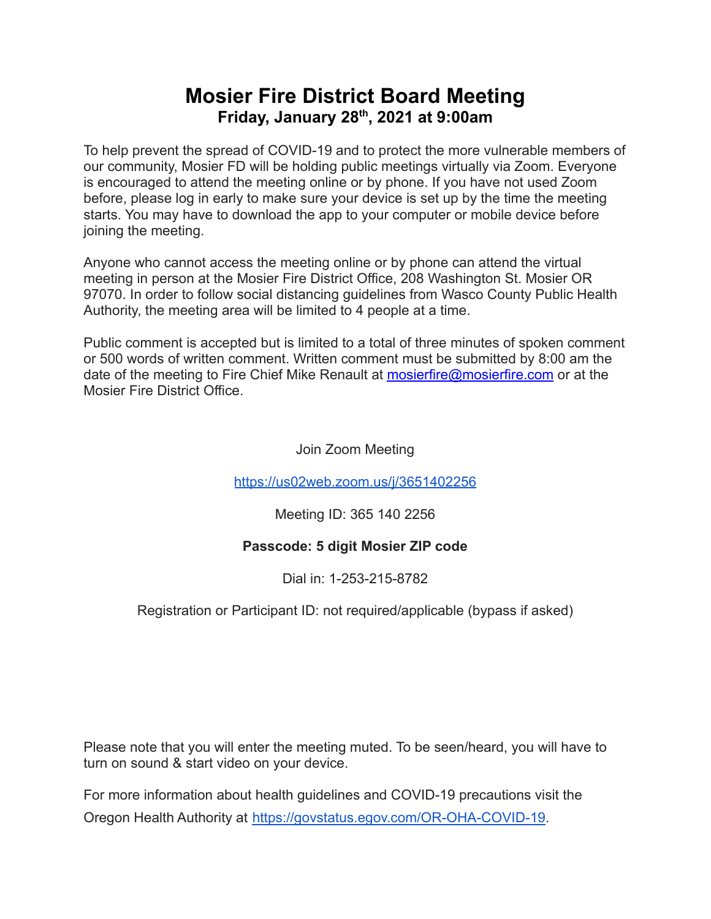# Mosier Fire District Board Meeting

**Friday, January 28th, 2021 at 9:00am**

To help prevent the spread of COVID-19 and to protect the more vulnerable members of our community, Mosier FD will be holding public meetings virtually via Zoom. Everyone is encouraged to attend the meeting online or by phone. If you have not used Zoom before, please log in early to make sure your device is set up by the time the meeting starts. You may have to download the app to your computer or mobile device before joining the meeting.

Anyone who cannot access the meeting online or by phone can attend the virtual meeting in person at the Mosier Fire District Office, 208 Washington St. Mosier OR 97070. In order to follow social distancing guidelines from Wasco County Public Health Authority, the meeting area will be limited to 4 people at a time.

Public comment is accepted but is limited to a total of three minutes of spoken comment or 500 words of written comment. Written comment must be submitted by 8:00 am the date of the meeting to Fire Chief Mike Renault at mosierfire@mosierfire.com or at the Mosier Fire District Office.

Join Zoom Meeting

https://us02web.zoom.us/j/3651402256

Meeting ID: 365 140 2256

**Passcode: 5 digit Mosier ZIP code**

Dial in: 1-253-215-8782

Registration or Participant ID: not required/applicable (bypass if asked)

Please note that you will enter the meeting muted. To be seen/heard, you will have to turn on sound & start video on your device.

For more information about health guidelines and COVID-19 precautions visit the Oregon Health Authority at https://govstatus.egov.com/OR-OHA-COVID-19.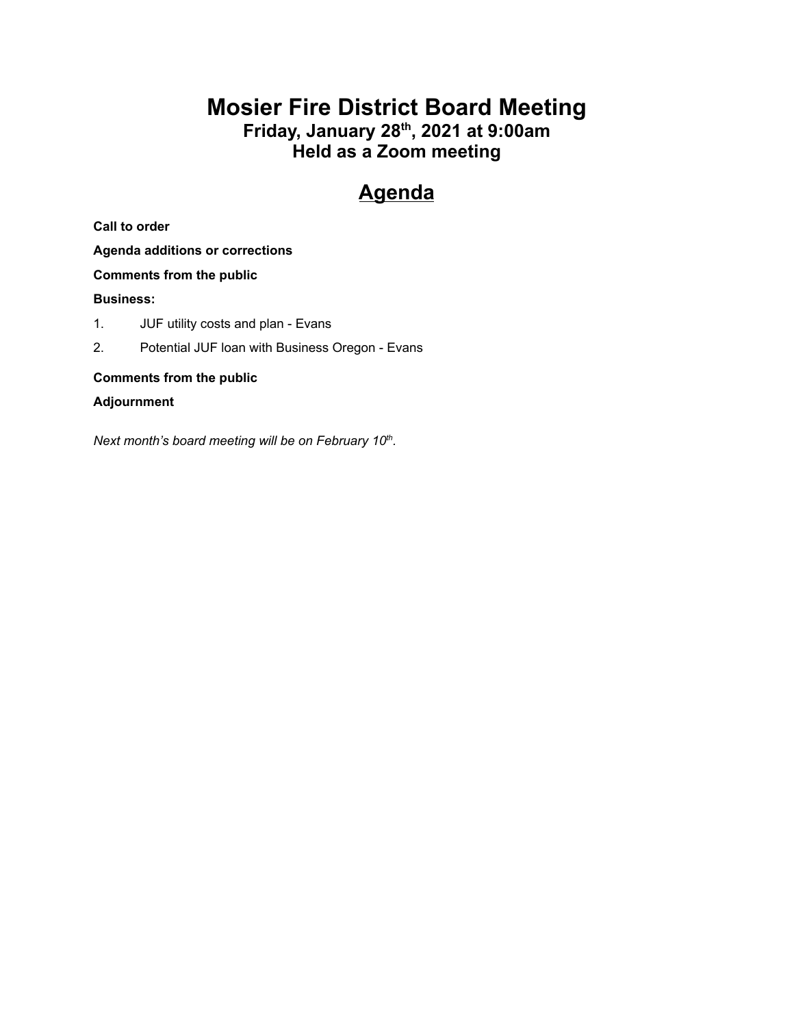# Mosier Fire District Board Meeting

### Friday, January 28th, 2021 at 9:00am
### Held as a Zoom meeting

## Agenda

**Call to order**

**Agenda additions or corrections**

**Comments from the public**

**Business:**

1. JUF utility costs and plan - Evans
2. Potential JUF loan with Business Oregon - Evans

**Comments from the public**

**Adjournment**

*Next month's board meeting will be on February 10th.*